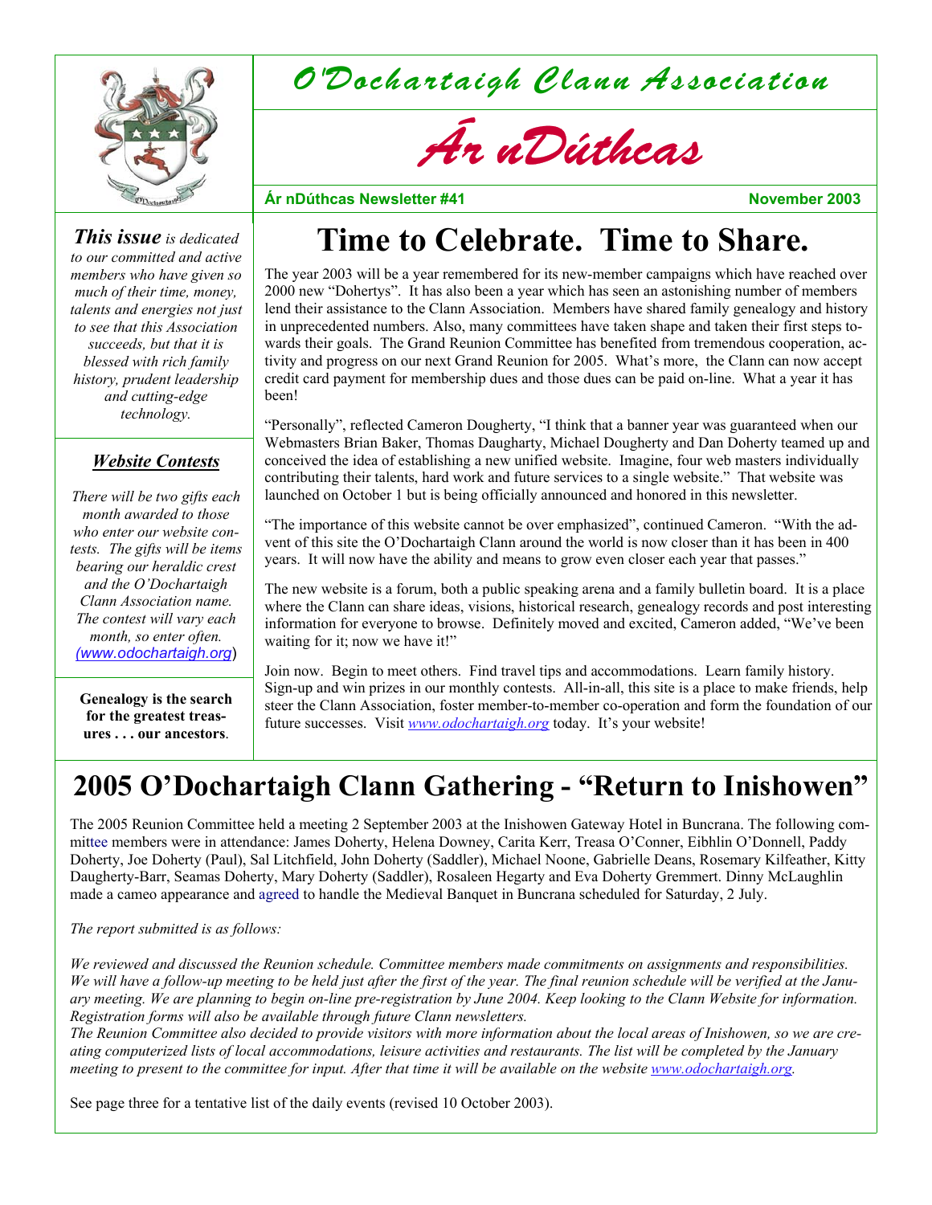# O'Dochartaigh Clann Association

# Ár nDúthcas

**Ár nDúthcas Newsletter #41** **November 2003**

***This issue** is dedicated to our committed and active members who have given so much of their time, money, talents and energies not just to see that this Association succeeds, but that it is blessed with rich family history, prudent leadership and cutting-edge technology.*

### ***Website Contests***

*There will be two gifts each month awarded to those who enter our website contests. The gifts will be items bearing our heraldic crest and the O'Dochartaigh Clann Association name. The contest will vary each month, so enter often. (www.odochartaigh.org)*

**Genealogy is the search for the greatest treasures . . . our ancestors**.

# Time to Celebrate. Time to Share.

The year 2003 will be a year remembered for its new-member campaigns which have reached over 2000 new "Dohertys". It has also been a year which has seen an astonishing number of members lend their assistance to the Clann Association. Members have shared family genealogy and history in unprecedented numbers. Also, many committees have taken shape and taken their first steps towards their goals. The Grand Reunion Committee has benefited from tremendous cooperation, activity and progress on our next Grand Reunion for 2005. What's more, the Clann can now accept credit card payment for membership dues and those dues can be paid on-line. What a year it has been!

"Personally", reflected Cameron Dougherty, "I think that a banner year was guaranteed when our Webmasters Brian Baker, Thomas Daugharty, Michael Dougherty and Dan Doherty teamed up and conceived the idea of establishing a new unified website. Imagine, four web masters individually contributing their talents, hard work and future services to a single website." That website was launched on October 1 but is being officially announced and honored in this newsletter.

"The importance of this website cannot be over emphasized", continued Cameron. "With the advent of this site the O'Dochartaigh Clann around the world is now closer than it has been in 400 years. It will now have the ability and means to grow even closer each year that passes."

The new website is a forum, both a public speaking arena and a family bulletin board. It is a place where the Clann can share ideas, visions, historical research, genealogy records and post interesting information for everyone to browse. Definitely moved and excited, Cameron added, "We've been waiting for it; now we have it!"

Join now. Begin to meet others. Find travel tips and accommodations. Learn family history. Sign-up and win prizes in our monthly contests. All-in-all, this site is a place to make friends, help steer the Clann Association, foster member-to-member co-operation and form the foundation of our future successes. Visit www.odochartaigh.org today. It's your website!

# 2005 O'Dochartaigh Clann Gathering - "Return to Inishowen"

The 2005 Reunion Committee held a meeting 2 September 2003 at the Inishowen Gateway Hotel in Buncrana. The following committee members were in attendance: James Doherty, Helena Downey, Carita Kerr, Treasa O'Conner, Eibhlin O'Donnell, Paddy Doherty, Joe Doherty (Paul), Sal Litchfield, John Doherty (Saddler), Michael Noone, Gabrielle Deans, Rosemary Kilfeather, Kitty Daugherty-Barr, Seamas Doherty, Mary Doherty (Saddler), Rosaleen Hegarty and Eva Doherty Gremmert. Dinny McLaughlin made a cameo appearance and agreed to handle the Medieval Banquet in Buncrana scheduled for Saturday, 2 July.

*The report submitted is as follows:*

*We reviewed and discussed the Reunion schedule. Committee members made commitments on assignments and responsibilities. We will have a follow-up meeting to be held just after the first of the year. The final reunion schedule will be verified at the January meeting. We are planning to begin on-line pre-registration by June 2004. Keep looking to the Clann Website for information. Registration forms will also be available through future Clann newsletters.*
*The Reunion Committee also decided to provide visitors with more information about the local areas of Inishowen, so we are creating computerized lists of local accommodations, leisure activities and restaurants. The list will be completed by the January meeting to present to the committee for input. After that time it will be available on the website www.odochartaigh.org.*

See page three for a tentative list of the daily events (revised 10 October 2003).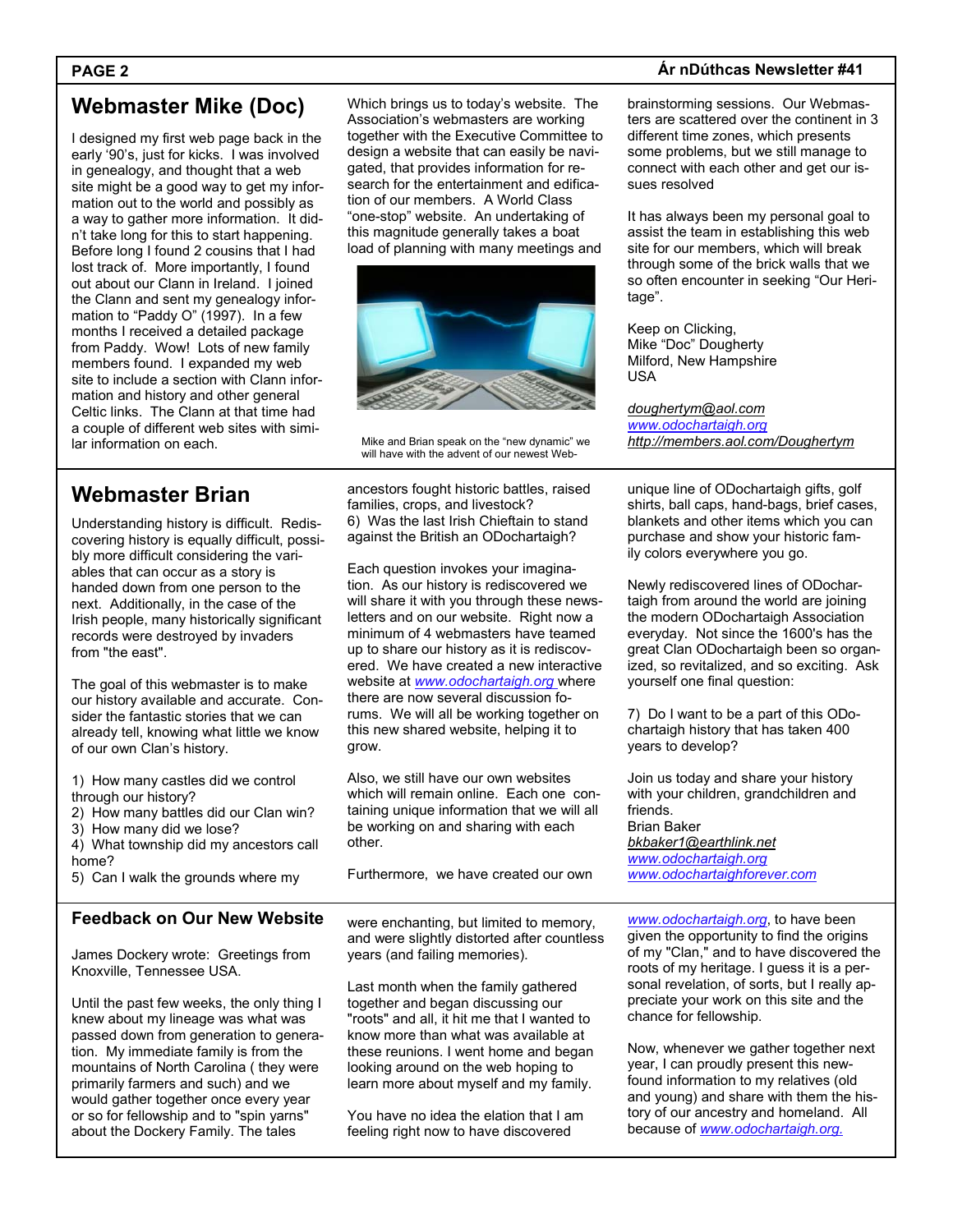## Webmaster Mike (Doc)

I designed my first web page back in the early '90's, just for kicks. I was involved in genealogy, and thought that a web site might be a good way to get my information out to the world and possibly as a way to gather more information. It didn't take long for this to start happening. Before long I found 2 cousins that I had lost track of. More importantly, I found out about our Clann in Ireland. I joined the Clann and sent my genealogy information to "Paddy O" (1997). In a few months I received a detailed package from Paddy. Wow! Lots of new family members found. I expanded my web site to include a section with Clann information and history and other general Celtic links. The Clann at that time had a couple of different web sites with similar information on each.

Which brings us to today's website. The Association's webmasters are working together with the Executive Committee to design a website that can easily be navigated, that provides information for research for the entertainment and edification of our members. A World Class "one-stop" website. An undertaking of this magnitude generally takes a boat load of planning with many meetings and brainstorming sessions. Our Webmasters are scattered over the continent in 3 different time zones, which presents some problems, but we still manage to connect with each other and get our issues resolved

Mike and Brian speak on the "new dynamic" we will have with the advent of our newest Web-

It has always been my personal goal to assist the team in establishing this web site for our members, which will break through some of the brick walls that we so often encounter in seeking "Our Heritage".

Keep on Clicking,
Mike "Doc" Dougherty
Milford, New Hampshire
USA

*doughertym@aol.com*
*www.odochartaigh.org*
*http://members.aol.com/Doughertym*

## Webmaster Brian

Understanding history is difficult. Rediscovering history is equally difficult, possibly more difficult considering the variables that can occur as a story is handed down from one person to the next. Additionally, in the case of the Irish people, many historically significant records were destroyed by invaders from "the east".

The goal of this webmaster is to make our history available and accurate. Consider the fantastic stories that we can already tell, knowing what little we know of our own Clan's history.

1) How many castles did we control through our history?
2) How many battles did our Clan win?
3) How many did we lose?
4) What township did my ancestors call home?
5) Can I walk the grounds where my ancestors fought historic battles, raised families, crops, and livestock?
6) Was the last Irish Chieftain to stand against the British an ODochartaigh?

Each question invokes your imagination. As our history is rediscovered we will share it with you through these newsletters and on our website. Right now a minimum of 4 webmasters have teamed up to share our history as it is rediscovered. We have created a new interactive website at *www.odochartaigh.org* where there are now several discussion forums. We will all be working together on this new shared website, helping it to grow.

Also, we still have our own websites which will remain online. Each one containing unique information that we will all be working on and sharing with each other.

Furthermore, we have created our own unique line of ODochartaigh gifts, golf shirts, ball caps, hand-bags, brief cases, blankets and other items which you can purchase and show your historic family colors everywhere you go.

Newly rediscovered lines of ODochartaigh from around the world are joining the modern ODochartaigh Association everyday. Not since the 1600's has the great Clan ODochartaigh been so organized, so revitalized, and so exciting. Ask yourself one final question:

7) Do I want to be a part of this ODochartaigh history that has taken 400 years to develop?

Join us today and share your history with your children, grandchildren and friends.
Brian Baker
*bkbaker1@earthlink.net*
*www.odochartaigh.org*
*www.odochartaighforever.com*

### Feedback on Our New Website

James Dockery wrote: Greetings from Knoxville, Tennessee USA.

Until the past few weeks, the only thing I knew about my lineage was what was passed down from generation to generation. My immediate family is from the mountains of North Carolina ( they were primarily farmers and such) and we would gather together once every year or so for fellowship and to "spin yarns" about the Dockery Family. The tales were enchanting, but limited to memory, and were slightly distorted after countless years (and failing memories).

Last month when the family gathered together and began discussing our "roots" and all, it hit me that I wanted to know more than what was available at these reunions. I went home and began looking around on the web hoping to learn more about myself and my family.

You have no idea the elation that I am feeling right now to have discovered *www.odochartaigh.org*, to have been given the opportunity to find the origins of my "Clan," and to have discovered the roots of my heritage. I guess it is a personal revelation, of sorts, but I really appreciate your work on this site and the chance for fellowship.

Now, whenever we gather together next year, I can proudly present this newfound information to my relatives (old and young) and share with them the history of our ancestry and homeland. All because of *www.odochartaigh.org.*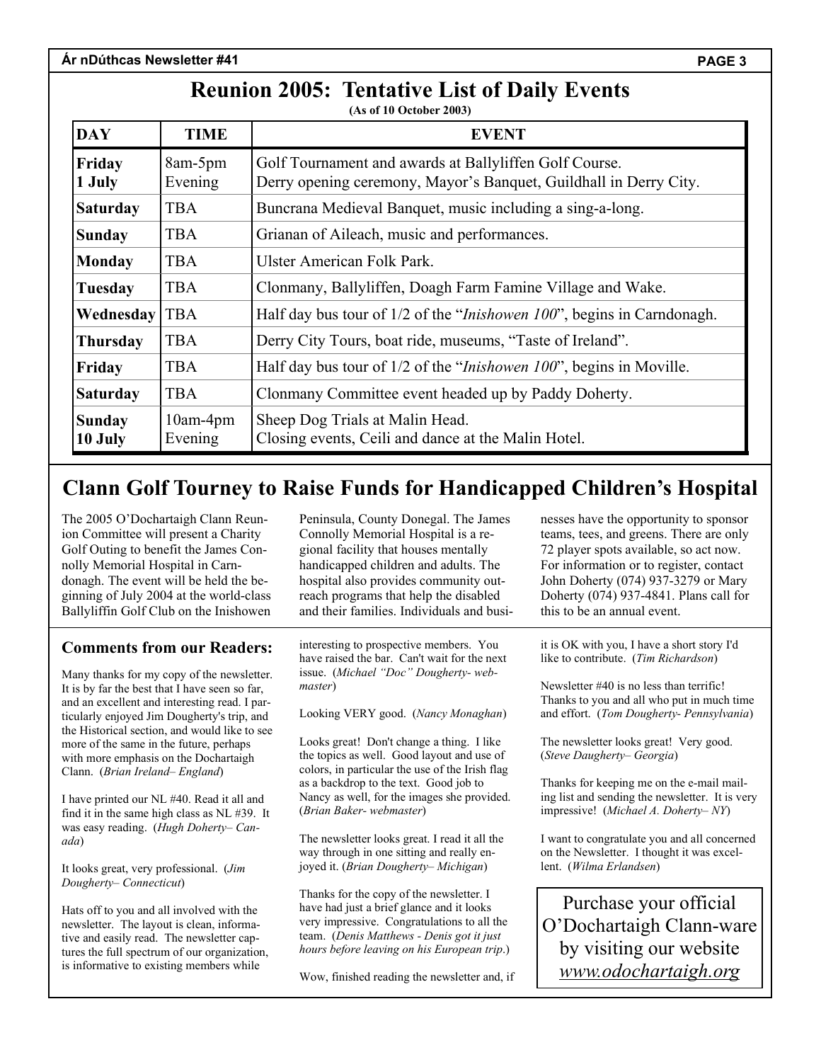## Reunion 2005: Tentative List of Daily Events

**(As of 10 October 2003)**

| DAY | TIME | EVENT |
|---|---|---|
| **Friday 1 July** | 8am-5pm<br>Evening | Golf Tournament and awards at Ballyliffen Golf Course.<br>Derry opening ceremony, Mayor's Banquet, Guildhall in Derry City. |
| **Saturday** | TBA | Buncrana Medieval Banquet, music including a sing-a-long. |
| **Sunday** | TBA | Grianan of Aileach, music and performances. |
| **Monday** | TBA | Ulster American Folk Park. |
| **Tuesday** | TBA | Clonmany, Ballyliffen, Doagh Farm Famine Village and Wake. |
| **Wednesday** | TBA | Half day bus tour of 1/2 of the "*Inishowen 100*", begins in Carndonagh. |
| **Thursday** | TBA | Derry City Tours, boat ride, museums, "Taste of Ireland". |
| **Friday** | TBA | Half day bus tour of 1/2 of the "*Inishowen 100*", begins in Moville. |
| **Saturday** | TBA | Clonmany Committee event headed up by Paddy Doherty. |
| **Sunday 10 July** | 10am-4pm<br>Evening | Sheep Dog Trials at Malin Head.<br>Closing events, Ceili and dance at the Malin Hotel. |

## Clann Golf Tourney to Raise Funds for Handicapped Children's Hospital

The 2005 O'Dochartaigh Clann Reunion Committee will present a Charity Golf Outing to benefit the James Connolly Memorial Hospital in Carndonagh. The event will be held the beginning of July 2004 at the world-class Ballyliffin Golf Club on the Inishowen Peninsula, County Donegal. The James Connolly Memorial Hospital is a regional facility that houses mentally handicapped children and adults. The hospital also provides community outreach programs that help the disabled and their families. Individuals and businesses have the opportunity to sponsor teams, tees, and greens. There are only 72 player spots available, so act now. For information or to register, contact John Doherty (074) 937-3279 or Mary Doherty (074) 937-4841. Plans call for this to be an annual event.

### Comments from our Readers:

Many thanks for my copy of the newsletter. It is by far the best that I have seen so far, and an excellent and interesting read. I particularly enjoyed Jim Dougherty's trip, and the Historical section, and would like to see more of the same in the future, perhaps with more emphasis on the Dochartaigh Clann. (*Brian Ireland– England*)

I have printed our NL #40. Read it all and find it in the same high class as NL #39. It was easy reading. (*Hugh Doherty– Canada*)

It looks great, very professional. (*Jim Dougherty– Connecticut*)

Hats off to you and all involved with the newsletter. The layout is clean, informative and easily read. The newsletter captures the full spectrum of our organization, is informative to existing members while interesting to prospective members. You have raised the bar. Can't wait for the next issue. (*Michael "Doc" Dougherty- webmaster*)

Looking VERY good. (*Nancy Monaghan*)

Looks great! Don't change a thing. I like the topics as well. Good layout and use of colors, in particular the use of the Irish flag as a backdrop to the text. Good job to Nancy as well, for the images she provided. (*Brian Baker- webmaster*)

The newsletter looks great. I read it all the way through in one sitting and really enjoyed it. (*Brian Dougherty– Michigan*)

Thanks for the copy of the newsletter. I have had just a brief glance and it looks very impressive. Congratulations to all the team. (*Denis Matthews - Denis got it just hours before leaving on his European trip*.)

Wow, finished reading the newsletter and, if it is OK with you, I have a short story I'd like to contribute. (*Tim Richardson*)

Newsletter #40 is no less than terrific! Thanks to you and all who put in much time and effort. (*Tom Dougherty- Pennsylvania*)

The newsletter looks great! Very good. (*Steve Daugherty– Georgia*)

Thanks for keeping me on the e-mail mailing list and sending the newsletter. It is very impressive! (*Michael A. Doherty– NY*)

I want to congratulate you and all concerned on the Newsletter. I thought it was excellent. (*Wilma Erlandsen*)

Purchase your official O'Dochartaigh Clann-ware by visiting our website *www.odochartaigh.org*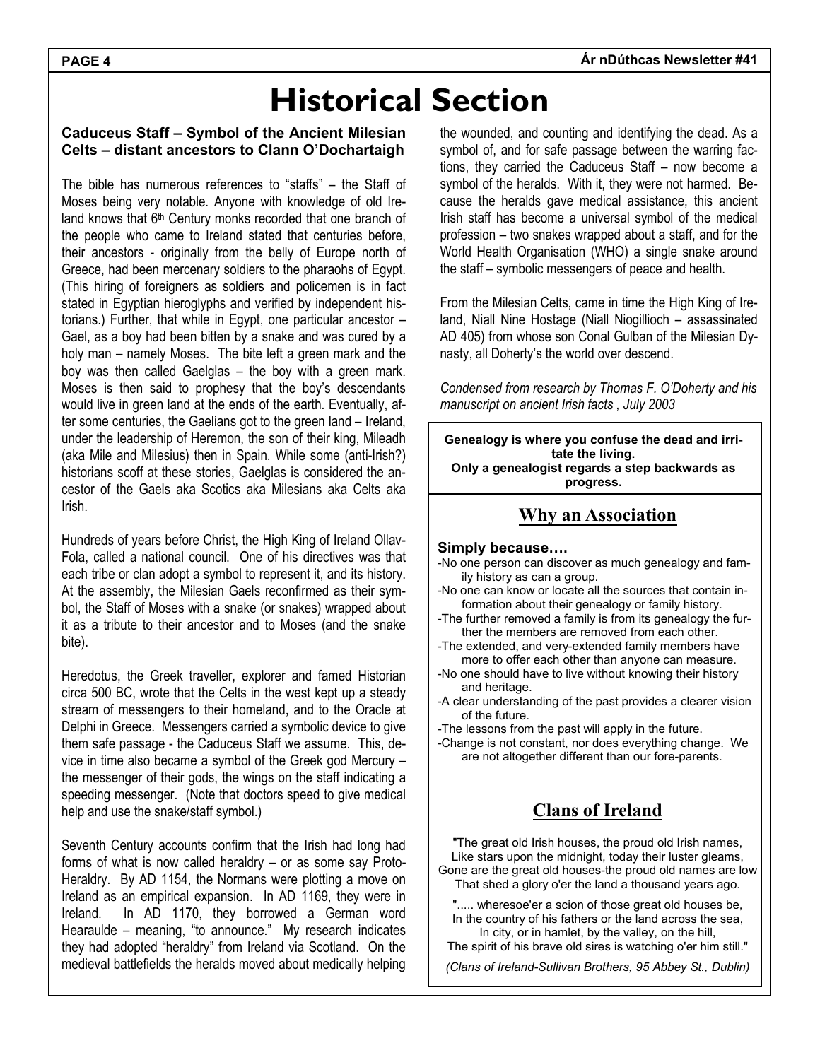# Historical Section

### Caduceus Staff – Symbol of the Ancient Milesian Celts – distant ancestors to Clann O'Dochartaigh

The bible has numerous references to "staffs" – the Staff of Moses being very notable. Anyone with knowledge of old Ireland knows that 6th Century monks recorded that one branch of the people who came to Ireland stated that centuries before, their ancestors - originally from the belly of Europe north of Greece, had been mercenary soldiers to the pharaohs of Egypt. (This hiring of foreigners as soldiers and policemen is in fact stated in Egyptian hieroglyphs and verified by independent historians.) Further, that while in Egypt, one particular ancestor – Gael, as a boy had been bitten by a snake and was cured by a holy man – namely Moses. The bite left a green mark and the boy was then called Gaelglas – the boy with a green mark. Moses is then said to prophesy that the boy's descendants would live in green land at the ends of the earth. Eventually, after some centuries, the Gaelians got to the green land – Ireland, under the leadership of Heremon, the son of their king, Mileadh (aka Mile and Milesius) then in Spain. While some (anti-Irish?) historians scoff at these stories, Gaelglas is considered the ancestor of the Gaels aka Scotics aka Milesians aka Celts aka Irish.

Hundreds of years before Christ, the High King of Ireland Ollav-Fola, called a national council. One of his directives was that each tribe or clan adopt a symbol to represent it, and its history. At the assembly, the Milesian Gaels reconfirmed as their symbol, the Staff of Moses with a snake (or snakes) wrapped about it as a tribute to their ancestor and to Moses (and the snake bite).

Heredotus, the Greek traveller, explorer and famed Historian circa 500 BC, wrote that the Celts in the west kept up a steady stream of messengers to their homeland, and to the Oracle at Delphi in Greece. Messengers carried a symbolic device to give them safe passage - the Caduceus Staff we assume. This, device in time also became a symbol of the Greek god Mercury – the messenger of their gods, the wings on the staff indicating a speeding messenger. (Note that doctors speed to give medical help and use the snake/staff symbol.)

Seventh Century accounts confirm that the Irish had long had forms of what is now called heraldry – or as some say Proto-Heraldry. By AD 1154, the Normans were plotting a move on Ireland as an empirical expansion. In AD 1169, they were in Ireland. In AD 1170, they borrowed a German word Hearaulde – meaning, "to announce." My research indicates they had adopted "heraldry" from Ireland via Scotland. On the medieval battlefields the heralds moved about medically helping the wounded, and counting and identifying the dead. As a symbol of, and for safe passage between the warring factions, they carried the Caduceus Staff – now become a symbol of the heralds. With it, they were not harmed. Because the heralds gave medical assistance, this ancient Irish staff has become a universal symbol of the medical profession – two snakes wrapped about a staff, and for the World Health Organisation (WHO) a single snake around the staff – symbolic messengers of peace and health.

From the Milesian Celts, came in time the High King of Ireland, Niall Nine Hostage (Niall Niogillioch – assassinated AD 405) from whose son Conal Gulban of the Milesian Dynasty, all Doherty's the world over descend.

*Condensed from research by Thomas F. O'Doherty and his manuscript on ancient Irish facts , July 2003*

**Genealogy is where you confuse the dead and irritate the living.**
**Only a genealogist regards a step backwards as progress.**

## Why an Association

**Simply because….**

- No one person can discover as much genealogy and family history as can a group.
- No one can know or locate all the sources that contain information about their genealogy or family history.
- The further removed a family is from its genealogy the further the members are removed from each other.
- The extended, and very-extended family members have more to offer each other than anyone can measure.
- No one should have to live without knowing their history and heritage.
- A clear understanding of the past provides a clearer vision of the future.
- The lessons from the past will apply in the future.
- Change is not constant, nor does everything change. We are not altogether different than our fore-parents.

## Clans of Ireland

"The great old Irish houses, the proud old Irish names,
Like stars upon the midnight, today their luster gleams,
Gone are the great old houses-the proud old names are low
That shed a glory o'er the land a thousand years ago.

"..... wheresoe'er a scion of those great old houses be,
In the country of his fathers or the land across the sea,
In city, or in hamlet, by the valley, on the hill,
The spirit of his brave old sires is watching o'er him still."

*(Clans of Ireland-Sullivan Brothers, 95 Abbey St., Dublin)*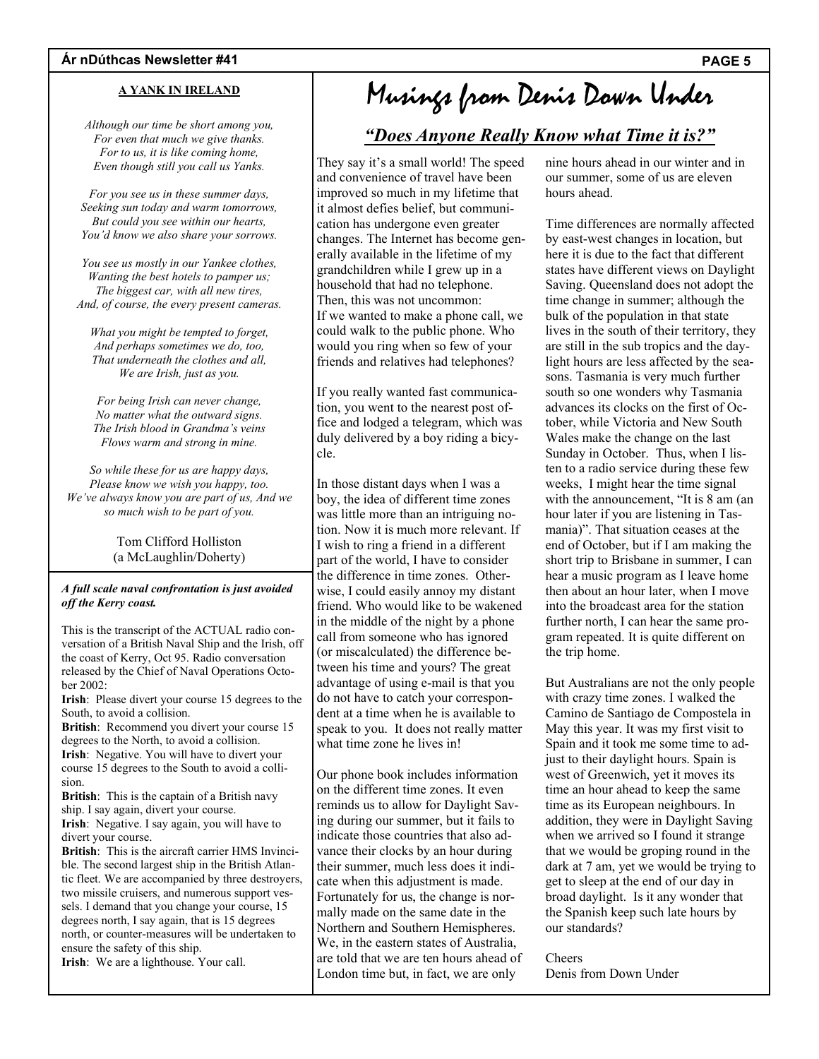## A YANK IN IRELAND

*Although our time be short among you,*
*For even that much we give thanks.*
*For to us, it is like coming home,*
*Even though still you call us Yanks.*

*For you see us in these summer days,*
*Seeking sun today and warm tomorrows,*
*But could you see within our hearts,*
*You'd know we also share your sorrows.*

*You see us mostly in our Yankee clothes,*
*Wanting the best hotels to pamper us;*
*The biggest car, with all new tires,*
*And, of course, the every present cameras.*

*What you might be tempted to forget,*
*And perhaps sometimes we do, too,*
*That underneath the clothes and all,*
*We are Irish, just as you.*

*For being Irish can never change,*
*No matter what the outward signs.*
*The Irish blood in Grandma's veins*
*Flows warm and strong in mine.*

*So while these for us are happy days,*
*Please know we wish you happy, too.*
*We've always know you are part of us, And we so much wish to be part of you.*

Tom Clifford Holliston
(a McLaughlin/Doherty)

---

***A full scale naval confrontation is just avoided off the Kerry coast.***

This is the transcript of the ACTUAL radio conversation of a British Naval Ship and the Irish, off the coast of Kerry, Oct 95. Radio conversation released by the Chief of Naval Operations October 2002:

**Irish**: Please divert your course 15 degrees to the South, to avoid a collision.
**British**: Recommend you divert your course 15 degrees to the North, to avoid a collision.
**Irish**: Negative. You will have to divert your course 15 degrees to the South to avoid a collision.
**British**: This is the captain of a British navy ship. I say again, divert your course.
**Irish**: Negative. I say again, you will have to divert your course.
**British**: This is the aircraft carrier HMS Invincible. The second largest ship in the British Atlantic fleet. We are accompanied by three destroyers, two missile cruisers, and numerous support vessels. I demand that you change your course, 15 degrees north, I say again, that is 15 degrees north, or counter-measures will be undertaken to ensure the safety of this ship.
**Irish**: We are a lighthouse. Your call.

---

# Musings from Denis Down Under

## *"Does Anyone Really Know what Time it is?"*

They say it's a small world! The speed and convenience of travel have been improved so much in my lifetime that it almost defies belief, but communication has undergone even greater changes. The Internet has become generally available in the lifetime of my grandchildren while I grew up in a household that had no telephone. Then, this was not uncommon: If we wanted to make a phone call, we could walk to the public phone. Who would you ring when so few of your friends and relatives had telephones?

If you really wanted fast communication, you went to the nearest post office and lodged a telegram, which was duly delivered by a boy riding a bicycle.

In those distant days when I was a boy, the idea of different time zones was little more than an intriguing notion. Now it is much more relevant. If I wish to ring a friend in a different part of the world, I have to consider the difference in time zones. Otherwise, I could easily annoy my distant friend. Who would like to be wakened in the middle of the night by a phone call from someone who has ignored (or miscalculated) the difference between his time and yours? The great advantage of using e-mail is that you do not have to catch your correspondent at a time when he is available to speak to you. It does not really matter what time zone he lives in!

Our phone book includes information on the different time zones. It even reminds us to allow for Daylight Saving during our summer, but it fails to indicate those countries that also advance their clocks by an hour during their summer, much less does it indicate when this adjustment is made. Fortunately for us, the change is normally made on the same date in the Northern and Southern Hemispheres. We, in the eastern states of Australia, are told that we are ten hours ahead of London time but, in fact, we are only nine hours ahead in our winter and in our summer, some of us are eleven hours ahead.

Time differences are normally affected by east-west changes in location, but here it is due to the fact that different states have different views on Daylight Saving. Queensland does not adopt the time change in summer; although the bulk of the population in that state lives in the south of their territory, they are still in the sub tropics and the daylight hours are less affected by the seasons. Tasmania is very much further south so one wonders why Tasmania advances its clocks on the first of October, while Victoria and New South Wales make the change on the last Sunday in October. Thus, when I listen to a radio service during these few weeks, I might hear the time signal with the announcement, "It is 8 am (an hour later if you are listening in Tasmania)". That situation ceases at the end of October, but if I am making the short trip to Brisbane in summer, I can hear a music program as I leave home then about an hour later, when I move into the broadcast area for the station further north, I can hear the same program repeated. It is quite different on the trip home.

But Australians are not the only people with crazy time zones. I walked the Camino de Santiago de Compostela in May this year. It was my first visit to Spain and it took me some time to adjust to their daylight hours. Spain is west of Greenwich, yet it moves its time an hour ahead to keep the same time as its European neighbours. In addition, they were in Daylight Saving when we arrived so I found it strange that we would be groping round in the dark at 7 am, yet we would be trying to get to sleep at the end of our day in broad daylight. Is it any wonder that the Spanish keep such late hours by our standards?

Cheers
Denis from Down Under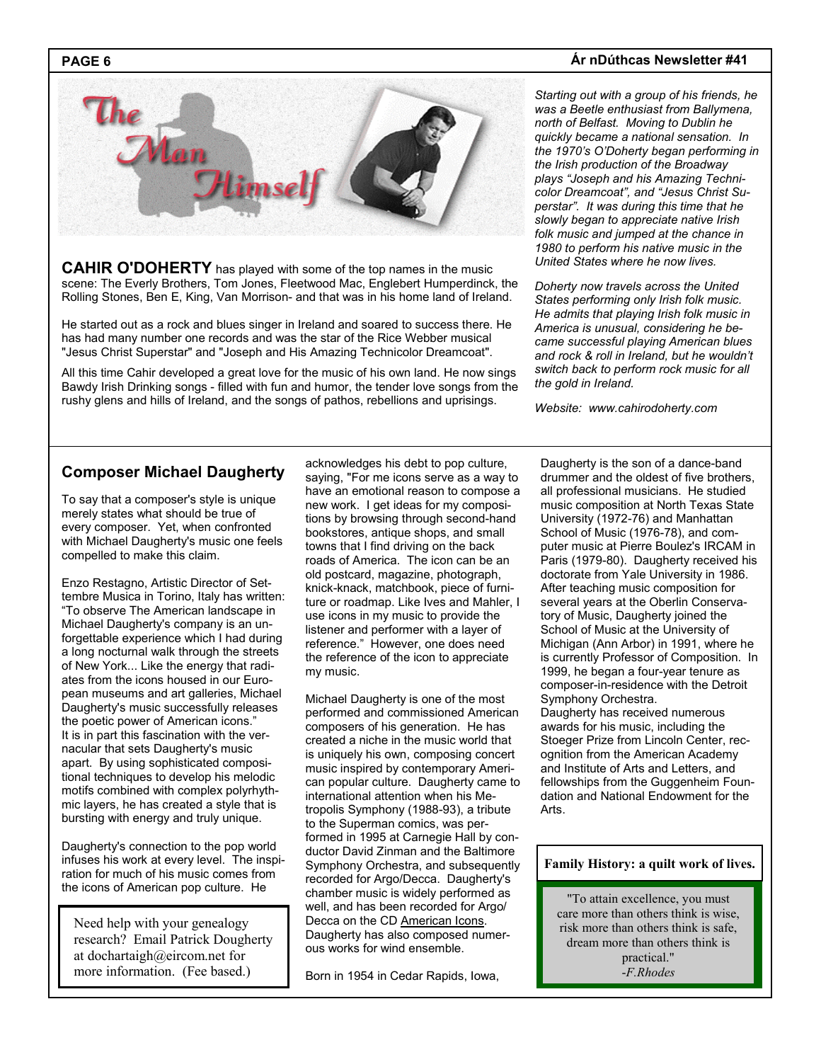## The Man Himself

**CAHIR O'DOHERTY** has played with some of the top names in the music scene: The Everly Brothers, Tom Jones, Fleetwood Mac, Englebert Humperdinck, the Rolling Stones, Ben E, King, Van Morrison- and that was in his home land of Ireland.

He started out as a rock and blues singer in Ireland and soared to success there. He has had many number one records and was the star of the Rice Webber musical "Jesus Christ Superstar" and "Joseph and His Amazing Technicolor Dreamcoat".

All this time Cahir developed a great love for the music of his own land. He now sings Bawdy Irish Drinking songs - filled with fun and humor, the tender love songs from the rushy glens and hills of Ireland, and the songs of pathos, rebellions and uprisings.

*Starting out with a group of his friends, he was a Beetle enthusiast from Ballymena, north of Belfast. Moving to Dublin he quickly became a national sensation. In the 1970's O'Doherty began performing in the Irish production of the Broadway plays "Joseph and his Amazing Technicolor Dreamcoat", and "Jesus Christ Superstar". It was during this time that he slowly began to appreciate native Irish folk music and jumped at the chance in 1980 to perform his native music in the United States where he now lives.*

*Doherty now travels across the United States performing only Irish folk music. He admits that playing Irish folk music in America is unusual, considering he became successful playing American blues and rock & roll in Ireland, but he wouldn't switch back to perform rock music for all the gold in Ireland.*

*Website: www.cahirodoherty.com*

## Composer Michael Daugherty

To say that a composer's style is unique merely states what should be true of every composer. Yet, when confronted with Michael Daugherty's music one feels compelled to make this claim.

Enzo Restagno, Artistic Director of Settembre Musica in Torino, Italy has written: "To observe The American landscape in Michael Daugherty's company is an unforgettable experience which I had during a long nocturnal walk through the streets of New York... Like the energy that radiates from the icons housed in our European museums and art galleries, Michael Daugherty's music successfully releases the poetic power of American icons." It is in part this fascination with the vernacular that sets Daugherty's music apart. By using sophisticated compositional techniques to develop his melodic motifs combined with complex polyrhythmic layers, he has created a style that is bursting with energy and truly unique.

Daugherty's connection to the pop world infuses his work at every level. The inspiration for much of his music comes from the icons of American pop culture. He acknowledges his debt to pop culture, saying, "For me icons serve as a way to have an emotional reason to compose a new work. I get ideas for my compositions by browsing through second-hand bookstores, antique shops, and small towns that I find driving on the back roads of America. The icon can be an old postcard, magazine, photograph, knick-knack, matchbook, piece of furniture or roadmap. Like Ives and Mahler, I use icons in my music to provide the listener and performer with a layer of reference." However, one does need the reference of the icon to appreciate my music.

Michael Daugherty is one of the most performed and commissioned American composers of his generation. He has created a niche in the music world that is uniquely his own, composing concert music inspired by contemporary American popular culture. Daugherty came to international attention when his Metropolis Symphony (1988-93), a tribute to the Superman comics, was performed in 1995 at Carnegie Hall by conductor David Zinman and the Baltimore Symphony Orchestra, and subsequently recorded for Argo/Decca. Daugherty's chamber music is widely performed as well, and has been recorded for Argo/Decca on the CD American Icons. Daugherty has also composed numerous works for wind ensemble.

Born in 1954 in Cedar Rapids, Iowa, Daugherty is the son of a dance-band drummer and the oldest of five brothers, all professional musicians. He studied music composition at North Texas State University (1972-76) and Manhattan School of Music (1976-78), and computer music at Pierre Boulez's IRCAM in Paris (1979-80). Daugherty received his doctorate from Yale University in 1986. After teaching music composition for several years at the Oberlin Conservatory of Music, Daugherty joined the School of Music at the University of Michigan (Ann Arbor) in 1991, where he is currently Professor of Composition. In 1999, he began a four-year tenure as composer-in-residence with the Detroit Symphony Orchestra.

Daugherty has received numerous awards for his music, including the Stoeger Prize from Lincoln Center, recognition from the American Academy and Institute of Arts and Letters, and fellowships from the Guggenheim Foundation and National Endowment for the Arts.

Need help with your genealogy research? Email Patrick Dougherty at dochartaigh@eircom.net for more information. (Fee based.)

**Family History: a quilt work of lives.**

"To attain excellence, you must care more than others think is wise, risk more than others think is safe, dream more than others think is practical."
*-F.Rhodes*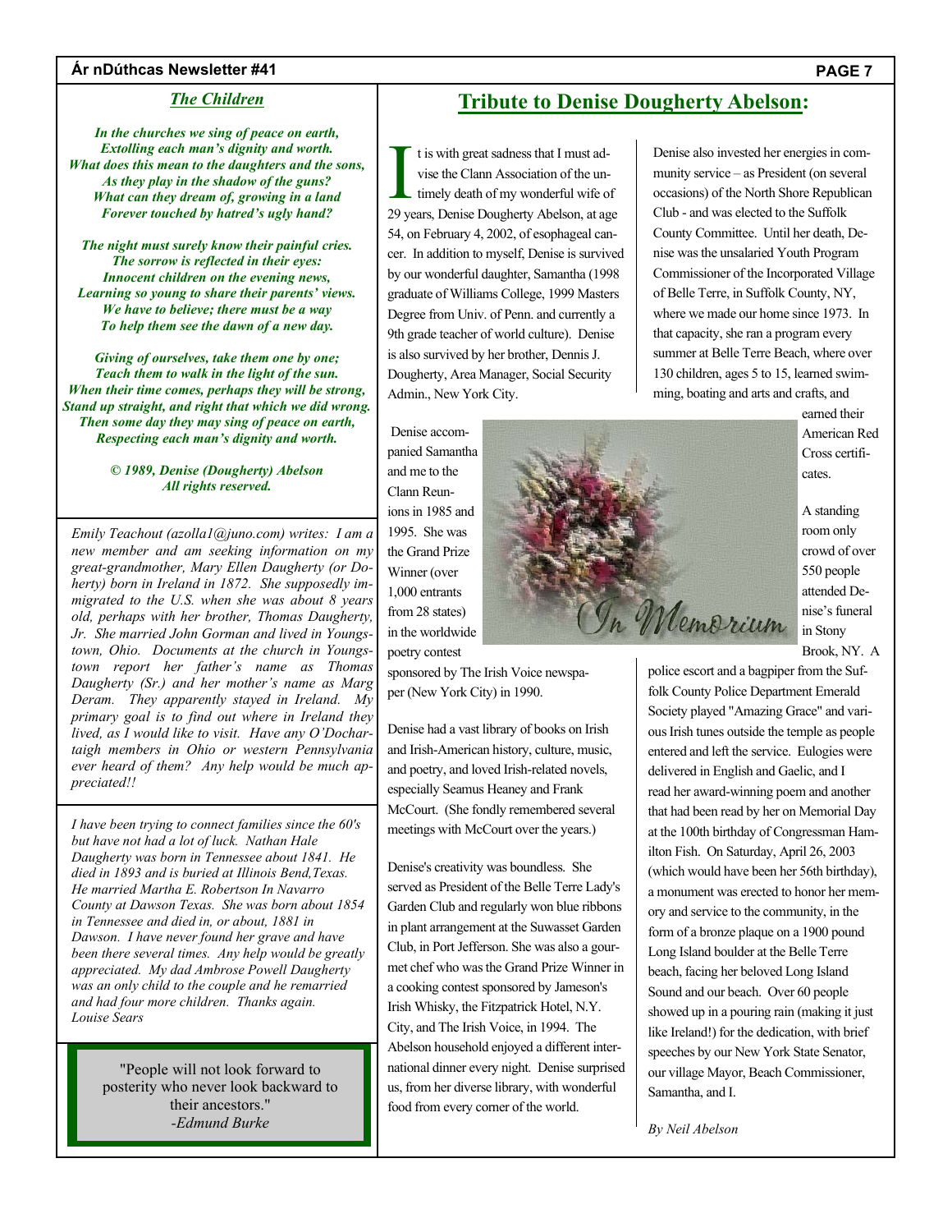## *The Children*

***In the churches we sing of peace on earth,***
***Extolling each man's dignity and worth.***
***What does this mean to the daughters and the sons,***
***As they play in the shadow of the guns?***
***What can they dream of, growing in a land***
***Forever touched by hatred's ugly hand?***

***The night must surely know their painful cries.***
***The sorrow is reflected in their eyes:***
***Innocent children on the evening news,***
***Learning so young to share their parents' views.***
***We have to believe; there must be a way***
***To help them see the dawn of a new day.***

***Giving of ourselves, take them one by one;***
***Teach them to walk in the light of the sun.***
***When their time comes, perhaps they will be strong,***
***Stand up straight, and right that which we did wrong.***
***Then some day they may sing of peace on earth,***
***Respecting each man's dignity and worth.***

***© 1989, Denise (Dougherty) Abelson***
***All rights reserved.***

*Emily Teachout (azolla1@juno.com) writes: I am a new member and am seeking information on my great-grandmother, Mary Ellen Daugherty (or Doherty) born in Ireland in 1872. She supposedly immigrated to the U.S. when she was about 8 years old, perhaps with her brother, Thomas Daugherty, Jr. She married John Gorman and lived in Youngstown, Ohio. Documents at the church in Youngstown report her father's name as Thomas Daugherty (Sr.) and her mother's name as Marg Deram. They apparently stayed in Ireland. My primary goal is to find out where in Ireland they lived, as I would like to visit. Have any O'Dochartaigh members in Ohio or western Pennsylvania ever heard of them? Any help would be much appreciated!!*

*I have been trying to connect families since the 60's but have not had a lot of luck. Nathan Hale Daugherty was born in Tennessee about 1841. He died in 1893 and is buried at Illinois Bend,Texas. He married Martha E. Robertson In Navarro County at Dawson Texas. She was born about 1854 in Tennessee and died in, or about, 1881 in Dawson. I have never found her grave and have been there several times. Any help would be greatly appreciated. My dad Ambrose Powell Daugherty was an only child to the couple and he remarried and had four more children. Thanks again. Louise Sears*

"People will not look forward to posterity who never look backward to their ancestors."
*-Edmund Burke*

## Tribute to Denise Dougherty Abelson:

It is with great sadness that I must advise the Clann Association of the untimely death of my wonderful wife of 29 years, Denise Dougherty Abelson, at age 54, on February 4, 2002, of esophageal cancer. In addition to myself, Denise is survived by our wonderful daughter, Samantha (1998 graduate of Williams College, 1999 Masters Degree from Univ. of Penn. and currently a 9th grade teacher of world culture). Denise is also survived by her brother, Dennis J. Dougherty, Area Manager, Social Security Admin., New York City.

Denise accompanied Samantha and me to the Clann Reunions in 1985 and 1995. She was the Grand Prize Winner (over 1,000 entrants from 28 states) in the worldwide poetry contest sponsored by The Irish Voice newspaper (New York City) in 1990.

Denise had a vast library of books on Irish and Irish-American history, culture, music, and poetry, and loved Irish-related novels, especially Seamus Heaney and Frank McCourt. (She fondly remembered several meetings with McCourt over the years.)

Denise's creativity was boundless. She served as President of the Belle Terre Lady's Garden Club and regularly won blue ribbons in plant arrangement at the Suwasset Garden Club, in Port Jefferson. She was also a gourmet chef who was the Grand Prize Winner in a cooking contest sponsored by Jameson's Irish Whisky, the Fitzpatrick Hotel, N.Y. City, and The Irish Voice, in 1994. The Abelson household enjoyed a different international dinner every night. Denise surprised us, from her diverse library, with wonderful food from every corner of the world.

Denise also invested her energies in community service – as President (on several occasions) of the North Shore Republican Club - and was elected to the Suffolk County Committee. Until her death, Denise was the unsalaried Youth Program Commissioner of the Incorporated Village of Belle Terre, in Suffolk County, NY, where we made our home since 1973. In that capacity, she ran a program every summer at Belle Terre Beach, where over 130 children, ages 5 to 15, learned swimming, boating and arts and crafts, and earned their American Red Cross certificates.

A standing room only crowd of over 550 people attended Denise's funeral in Stony Brook, NY. A police escort and a bagpiper from the Suffolk County Police Department Emerald Society played "Amazing Grace" and various Irish tunes outside the temple as people entered and left the service. Eulogies were delivered in English and Gaelic, and I read her award-winning poem and another that had been read by her on Memorial Day at the 100th birthday of Congressman Hamilton Fish. On Saturday, April 26, 2003 (which would have been her 56th birthday), a monument was erected to honor her memory and service to the community, in the form of a bronze plaque on a 1900 pound Long Island boulder at the Belle Terre beach, facing her beloved Long Island Sound and our beach. Over 60 people showed up in a pouring rain (making it just like Ireland!) for the dedication, with brief speeches by our New York State Senator, our village Mayor, Beach Commissioner, Samantha, and I.

*By Neil Abelson*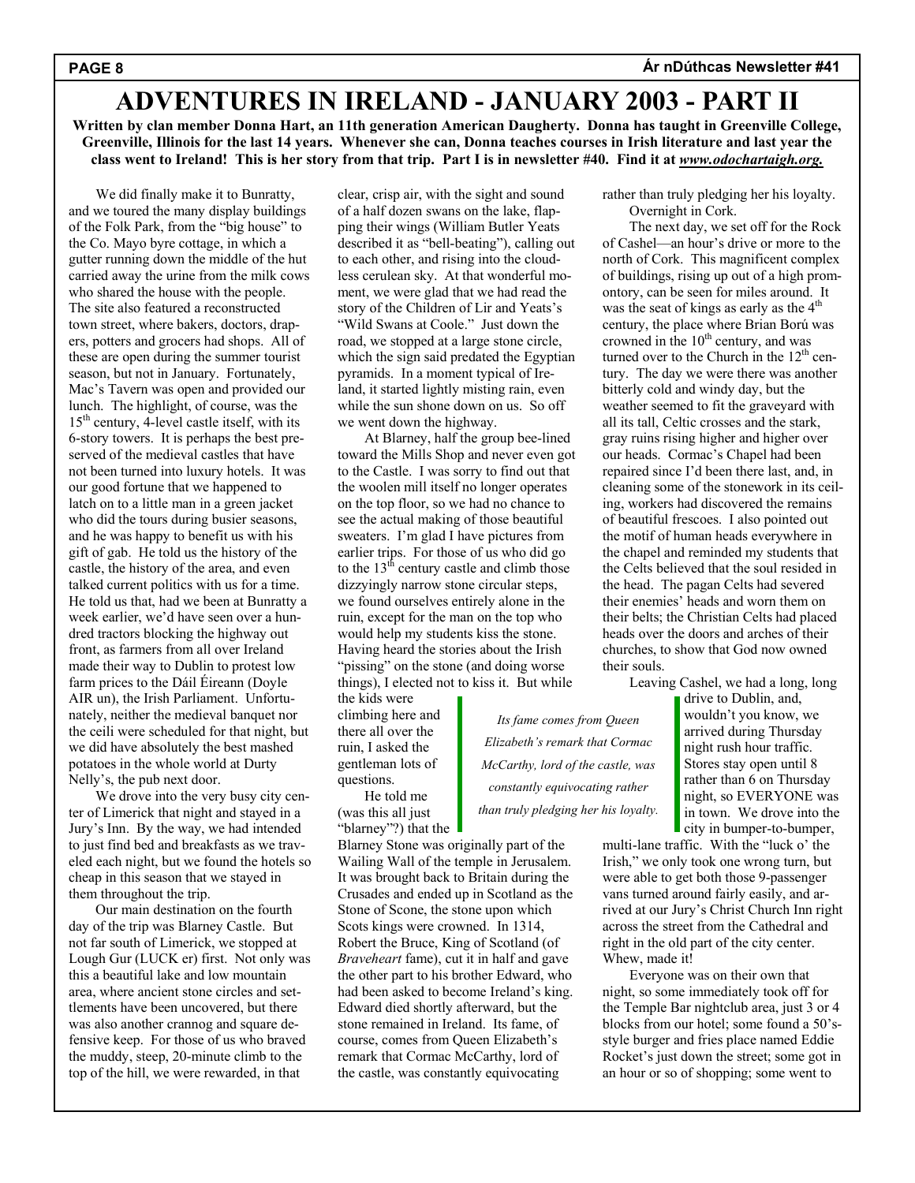# ADVENTURES IN IRELAND - JANUARY 2003 - PART II

**Written by clan member Donna Hart, an 11th generation American Daugherty. Donna has taught in Greenville College, Greenville, Illinois for the last 14 years. Whenever she can, Donna teaches courses in Irish literature and last year the class went to Ireland! This is her story from that trip. Part I is in newsletter #40. Find it at *www.odochartaigh.org.***

We did finally make it to Bunratty, and we toured the many display buildings of the Folk Park, from the "big house" to the Co. Mayo byre cottage, in which a gutter running down the middle of the hut carried away the urine from the milk cows who shared the house with the people. The site also featured a reconstructed town street, where bakers, doctors, drapers, potters and grocers had shops. All of these are open during the summer tourist season, but not in January. Fortunately, Mac's Tavern was open and provided our lunch. The highlight, of course, was the 15th century, 4-level castle itself, with its 6-story towers. It is perhaps the best preserved of the medieval castles that have not been turned into luxury hotels. It was our good fortune that we happened to latch on to a little man in a green jacket who did the tours during busier seasons, and he was happy to benefit us with his gift of gab. He told us the history of the castle, the history of the area, and even talked current politics with us for a time. He told us that, had we been at Bunratty a week earlier, we'd have seen over a hundred tractors blocking the highway out front, as farmers from all over Ireland made their way to Dublin to protest low farm prices to the Dáil Éireann (Doyle AIR un), the Irish Parliament. Unfortunately, neither the medieval banquet nor the ceili were scheduled for that night, but we did have absolutely the best mashed potatoes in the whole world at Durty Nelly's, the pub next door.

We drove into the very busy city center of Limerick that night and stayed in a Jury's Inn. By the way, we had intended to just find bed and breakfasts as we traveled each night, but we found the hotels so cheap in this season that we stayed in them throughout the trip.

Our main destination on the fourth day of the trip was Blarney Castle. But not far south of Limerick, we stopped at Lough Gur (LUCK er) first. Not only was this a beautiful lake and low mountain area, where ancient stone circles and settlements have been uncovered, but there was also another crannog and square defensive keep. For those of us who braved the muddy, steep, 20-minute climb to the top of the hill, we were rewarded, in that clear, crisp air, with the sight and sound of a half dozen swans on the lake, flapping their wings (William Butler Yeats described it as "bell-beating"), calling out to each other, and rising into the cloudless cerulean sky. At that wonderful moment, we were glad that we had read the story of the Children of Lir and Yeats's "Wild Swans at Coole." Just down the road, we stopped at a large stone circle, which the sign said predated the Egyptian pyramids. In a moment typical of Ireland, it started lightly misting rain, even while the sun shone down on us. So off we went down the highway.

At Blarney, half the group bee-lined toward the Mills Shop and never even got to the Castle. I was sorry to find out that the woolen mill itself no longer operates on the top floor, so we had no chance to see the actual making of those beautiful sweaters. I'm glad I have pictures from earlier trips. For those of us who did go to the 13th century castle and climb those dizzyingly narrow stone circular steps, we found ourselves entirely alone in the ruin, except for the man on the top who would help my students kiss the stone. Having heard the stories about the Irish "pissing" on the stone (and doing worse things), I elected not to kiss it. But while the kids were climbing here and there all over the ruin, I asked the gentleman lots of questions.

He told me (was this all just "blarney"?) that the Blarney Stone was originally part of the Wailing Wall of the temple in Jerusalem. It was brought back to Britain during the Crusades and ended up in Scotland as the Stone of Scone, the stone upon which Scots kings were crowned. In 1314, Robert the Bruce, King of Scotland (of *Braveheart* fame), cut it in half and gave the other part to his brother Edward, who had been asked to become Ireland's king. Edward died shortly afterward, but the stone remained in Ireland. Its fame, of course, comes from Queen Elizabeth's remark that Cormac McCarthy, lord of the castle, was constantly equivocating rather than truly pledging her his loyalty.

*Its fame comes from Queen Elizabeth's remark that Cormac McCarthy, lord of the castle, was constantly equivocating rather than truly pledging her his loyalty.*

Overnight in Cork.

The next day, we set off for the Rock of Cashel—an hour's drive or more to the north of Cork. This magnificent complex of buildings, rising up out of a high promontory, can be seen for miles around. It was the seat of kings as early as the 4th century, the place where Brian Ború was crowned in the 10th century, and was turned over to the Church in the 12th century. The day we were there was another bitterly cold and windy day, but the weather seemed to fit the graveyard with all its tall, Celtic crosses and the stark, gray ruins rising higher and higher over our heads. Cormac's Chapel had been repaired since I'd been there last, and, in cleaning some of the stonework in its ceiling, workers had discovered the remains of beautiful frescoes. I also pointed out the motif of human heads everywhere in the chapel and reminded my students that the Celts believed that the soul resided in the head. The pagan Celts had severed their enemies' heads and worn them on their belts; the Christian Celts had placed heads over the doors and arches of their churches, to show that God now owned their souls.

Leaving Cashel, we had a long, long drive to Dublin, and, wouldn't you know, we arrived during Thursday night rush hour traffic. Stores stay open until 8 rather than 6 on Thursday night, so EVERYONE was in town. We drove into the city in bumper-to-bumper, multi-lane traffic. With the "luck o' the Irish," we only took one wrong turn, but were able to get both those 9-passenger vans turned around fairly easily, and arrived at our Jury's Christ Church Inn right across the street from the Cathedral and right in the old part of the city center. Whew, made it!

Everyone was on their own that night, so some immediately took off for the Temple Bar nightclub area, just 3 or 4 blocks from our hotel; some found a 50's-style burger and fries place named Eddie Rocket's just down the street; some got in an hour or so of shopping; some went to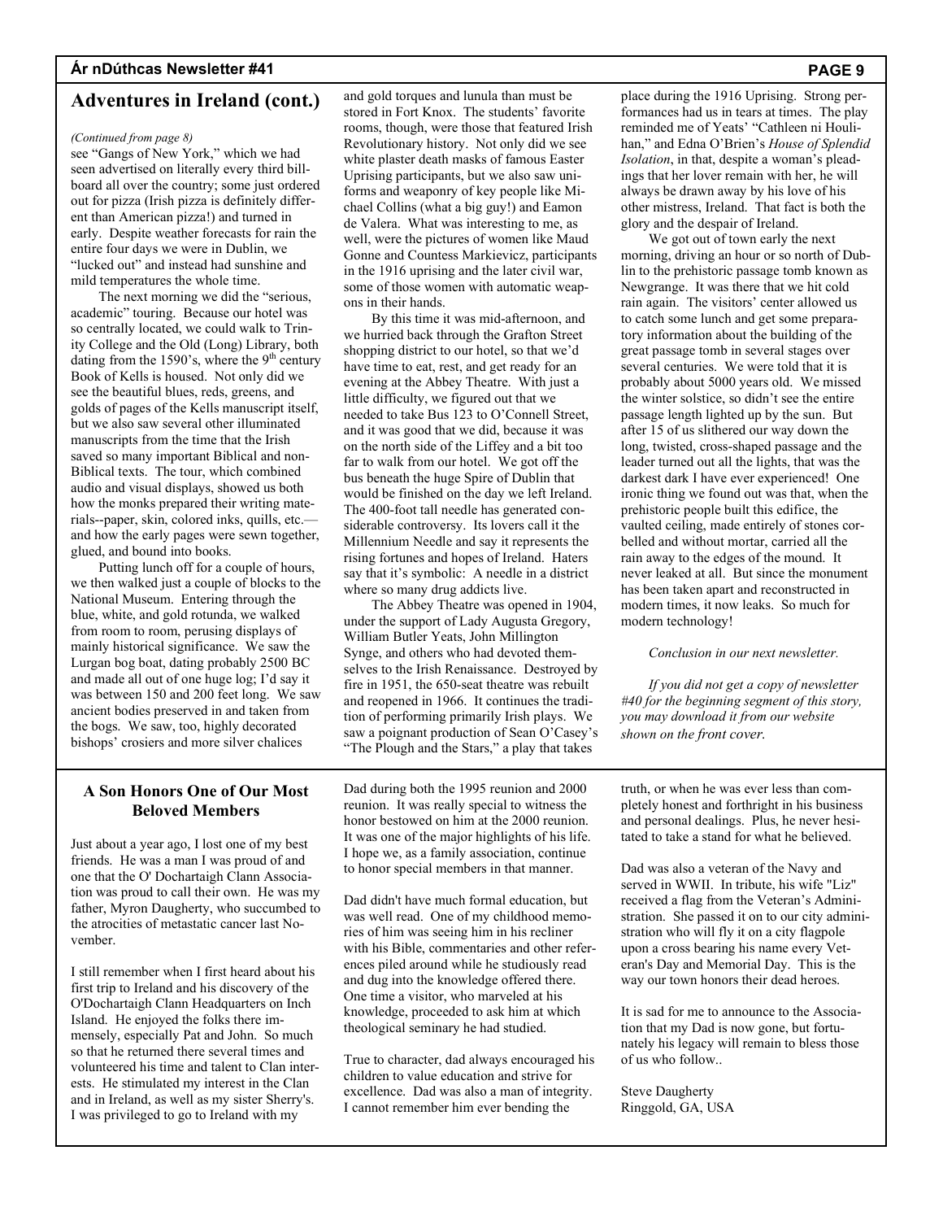## Adventures in Ireland (cont.)

*(Continued from page 8)*

see "Gangs of New York," which we had seen advertised on literally every third billboard all over the country; some just ordered out for pizza (Irish pizza is definitely different than American pizza!) and turned in early. Despite weather forecasts for rain the entire four days we were in Dublin, we "lucked out" and instead had sunshine and mild temperatures the whole time.

The next morning we did the "serious, academic" touring. Because our hotel was so centrally located, we could walk to Trinity College and the Old (Long) Library, both dating from the 1590's, where the 9th century Book of Kells is housed. Not only did we see the beautiful blues, reds, greens, and golds of pages of the Kells manuscript itself, but we also saw several other illuminated manuscripts from the time that the Irish saved so many important Biblical and non-Biblical texts. The tour, which combined audio and visual displays, showed us both how the monks prepared their writing materials--paper, skin, colored inks, quills, etc.—and how the early pages were sewn together, glued, and bound into books.

Putting lunch off for a couple of hours, we then walked just a couple of blocks to the National Museum. Entering through the blue, white, and gold rotunda, we walked from room to room, perusing displays of mainly historical significance. We saw the Lurgan bog boat, dating probably 2500 BC and made all out of one huge log; I'd say it was between 150 and 200 feet long. We saw ancient bodies preserved in and taken from the bogs. We saw, too, highly decorated bishops' crosiers and more silver chalices and gold torques and lunula than must be stored in Fort Knox. The students' favorite rooms, though, were those that featured Irish Revolutionary history. Not only did we see white plaster death masks of famous Easter Uprising participants, but we also saw uniforms and weaponry of key people like Michael Collins (what a big guy!) and Eamon de Valera. What was interesting to me, as well, were the pictures of women like Maud Gonne and Countess Markievicz, participants in the 1916 uprising and the later civil war, some of those women with automatic weapons in their hands.

By this time it was mid-afternoon, and we hurried back through the Grafton Street shopping district to our hotel, so that we'd have time to eat, rest, and get ready for an evening at the Abbey Theatre. With just a little difficulty, we figured out that we needed to take Bus 123 to O'Connell Street, and it was good that we did, because it was on the north side of the Liffey and a bit too far to walk from our hotel. We got off the bus beneath the huge Spire of Dublin that would be finished on the day we left Ireland. The 400-foot tall needle has generated considerable controversy. Its lovers call it the Millennium Needle and say it represents the rising fortunes and hopes of Ireland. Haters say that it's symbolic: A needle in a district where so many drug addicts live.

The Abbey Theatre was opened in 1904, under the support of Lady Augusta Gregory, William Butler Yeats, John Millington Synge, and others who had devoted themselves to the Irish Renaissance. Destroyed by fire in 1951, the 650-seat theatre was rebuilt and reopened in 1966. It continues the tradition of performing primarily Irish plays. We saw a poignant production of Sean O'Casey's "The Plough and the Stars," a play that takes place during the 1916 Uprising. Strong performances had us in tears at times. The play reminded me of Yeats' "Cathleen ni Houlihan," and Edna O'Brien's *House of Splendid Isolation*, in that, despite a woman's pleadings that her lover remain with her, he will always be drawn away by his love of his other mistress, Ireland. That fact is both the glory and the despair of Ireland.

We got out of town early the next morning, driving an hour or so north of Dublin to the prehistoric passage tomb known as Newgrange. It was there that we hit cold rain again. The visitors' center allowed us to catch some lunch and get some preparatory information about the building of the great passage tomb in several stages over several centuries. We were told that it is probably about 5000 years old. We missed the winter solstice, so didn't see the entire passage length lighted up by the sun. But after 15 of us slithered our way down the long, twisted, cross-shaped passage and the leader turned out all the lights, that was the darkest dark I have ever experienced! One ironic thing we found out was that, when the prehistoric people built this edifice, the vaulted ceiling, made entirely of stones corbelled and without mortar, carried all the rain away to the edges of the mound. It never leaked at all. But since the monument has been taken apart and reconstructed in modern times, it now leaks. So much for modern technology!

*Conclusion in our next newsletter.*

*If you did not get a copy of newsletter #40 for the beginning segment of this story, you may download it from our website shown on the front cover.*

## A Son Honors One of Our Most Beloved Members

Just about a year ago, I lost one of my best friends. He was a man I was proud of and one that the O' Dochartaigh Clann Association was proud to call their own. He was my father, Myron Daugherty, who succumbed to the atrocities of metastatic cancer last November.

I still remember when I first heard about his first trip to Ireland and his discovery of the O'Dochartaigh Clann Headquarters on Inch Island. He enjoyed the folks there immensely, especially Pat and John. So much so that he returned there several times and volunteered his time and talent to Clan interests. He stimulated my interest in the Clan and in Ireland, as well as my sister Sherry's. I was privileged to go to Ireland with my Dad during both the 1995 reunion and 2000 reunion. It was really special to witness the honor bestowed on him at the 2000 reunion. It was one of the major highlights of his life. I hope we, as a family association, continue to honor special members in that manner.

Dad didn't have much formal education, but was well read. One of my childhood memories of him was seeing him in his recliner with his Bible, commentaries and other references piled around while he studiously read and dug into the knowledge offered there. One time a visitor, who marveled at his knowledge, proceeded to ask him at which theological seminary he had studied.

True to character, dad always encouraged his children to value education and strive for excellence. Dad was also a man of integrity. I cannot remember him ever bending the truth, or when he was ever less than completely honest and forthright in his business and personal dealings. Plus, he never hesitated to take a stand for what he believed.

Dad was also a veteran of the Navy and served in WWII. In tribute, his wife "Liz" received a flag from the Veteran's Administration. She passed it on to our city administration who will fly it on a city flagpole upon a cross bearing his name every Veteran's Day and Memorial Day. This is the way our town honors their dead heroes.

It is sad for me to announce to the Association that my Dad is now gone, but fortunately his legacy will remain to bless those of us who follow..

Steve Daugherty
Ringgold, GA, USA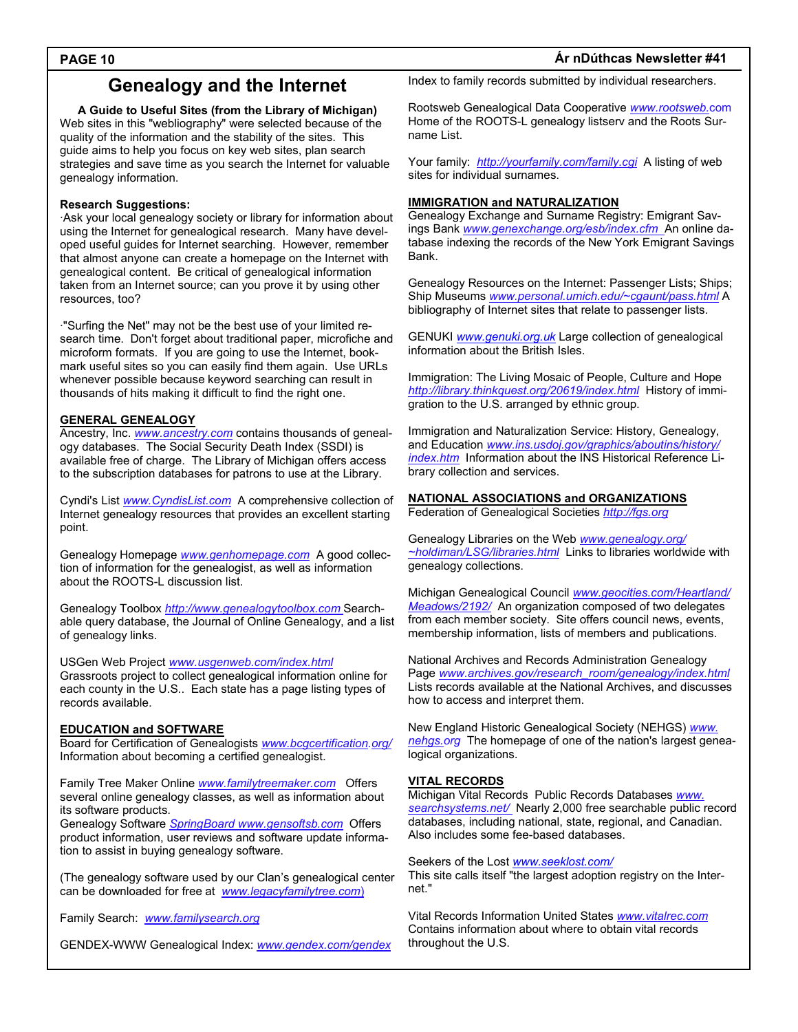# Genealogy and the Internet

**A Guide to Useful Sites (from the Library of Michigan)**
Web sites in this "webliography" were selected because of the quality of the information and the stability of the sites. This guide aims to help you focus on key web sites, plan search strategies and save time as you search the Internet for valuable genealogy information.

**Research Suggestions:**
·Ask your local genealogy society or library for information about using the Internet for genealogical research. Many have developed useful guides for Internet searching. However, remember that almost anyone can create a homepage on the Internet with genealogical content. Be critical of genealogical information taken from an Internet source; can you prove it by using other resources, too?

·"Surfing the Net" may not be the best use of your limited research time. Don't forget about traditional paper, microfiche and microform formats. If you are going to use the Internet, bookmark useful sites so you can easily find them again. Use URLs whenever possible because keyword searching can result in thousands of hits making it difficult to find the right one.

**GENERAL GENEALOGY**
Ancestry, Inc. www.ancestry.com contains thousands of genealogy databases. The Social Security Death Index (SSDI) is available free of charge. The Library of Michigan offers access to the subscription databases for patrons to use at the Library.

Cyndi's List www.CyndisList.com A comprehensive collection of Internet genealogy resources that provides an excellent starting point.

Genealogy Homepage www.genhomepage.com A good collection of information for the genealogist, as well as information about the ROOTS-L discussion list.

Genealogy Toolbox http://www.genealogytoolbox.com Searchable query database, the Journal of Online Genealogy, and a list of genealogy links.

USGen Web Project www.usgenweb.com/index.html Grassroots project to collect genealogical information online for each county in the U.S.. Each state has a page listing types of records available.

**EDUCATION and SOFTWARE**
Board for Certification of Genealogists www.bcgcertification.org/ Information about becoming a certified genealogist.

Family Tree Maker Online www.familytreemaker.com Offers several online genealogy classes, as well as information about its software products.
Genealogy Software SpringBoard www.gensoftsb.com Offers product information, user reviews and software update information to assist in buying genealogy software.

(The genealogy software used by our Clan's genealogical center can be downloaded for free at www.legacyfamilytree.com)

Family Search: www.familysearch.org

GENDEX-WWW Genealogical Index: www.gendex.com/gendex Index to family records submitted by individual researchers.

Rootsweb Genealogical Data Cooperative www.rootsweb.com Home of the ROOTS-L genealogy listserv and the Roots Surname List.

Your family: http://yourfamily.com/family.cgi A listing of web sites for individual surnames.

**IMMIGRATION and NATURALIZATION**
Genealogy Exchange and Surname Registry: Emigrant Savings Bank www.genexchange.org/esb/index.cfm An online database indexing the records of the New York Emigrant Savings Bank.

Genealogy Resources on the Internet: Passenger Lists; Ships; Ship Museums www.personal.umich.edu/~cgaunt/pass.html A bibliography of Internet sites that relate to passenger lists.

GENUKI www.genuki.org.uk Large collection of genealogical information about the British Isles.

Immigration: The Living Mosaic of People, Culture and Hope http://library.thinkquest.org/20619/index.html History of immigration to the U.S. arranged by ethnic group.

Immigration and Naturalization Service: History, Genealogy, and Education www.ins.usdoj.gov/graphics/aboutins/history/index.htm Information about the INS Historical Reference Library collection and services.

**NATIONAL ASSOCIATIONS and ORGANIZATIONS**
Federation of Genealogical Societies http://fgs.org

Genealogy Libraries on the Web www.genealogy.org/~holdiman/LSG/libraries.html Links to libraries worldwide with genealogy collections.

Michigan Genealogical Council www.geocities.com/Heartland/Meadows/2192/ An organization composed of two delegates from each member society. Site offers council news, events, membership information, lists of members and publications.

National Archives and Records Administration Genealogy Page www.archives.gov/research_room/genealogy/index.html Lists records available at the National Archives, and discusses how to access and interpret them.

New England Historic Genealogical Society (NEHGS) www.nehgs.org The homepage of one of the nation's largest genealogical organizations.

**VITAL RECORDS**
Michigan Vital Records Public Records Databases www.searchsystems.net/ Nearly 2,000 free searchable public record databases, including national, state, regional, and Canadian. Also includes some fee-based databases.

Seekers of the Lost www.seeklost.com/ This site calls itself "the largest adoption registry on the Internet."

Vital Records Information United States www.vitalrec.com Contains information about where to obtain vital records throughout the U.S.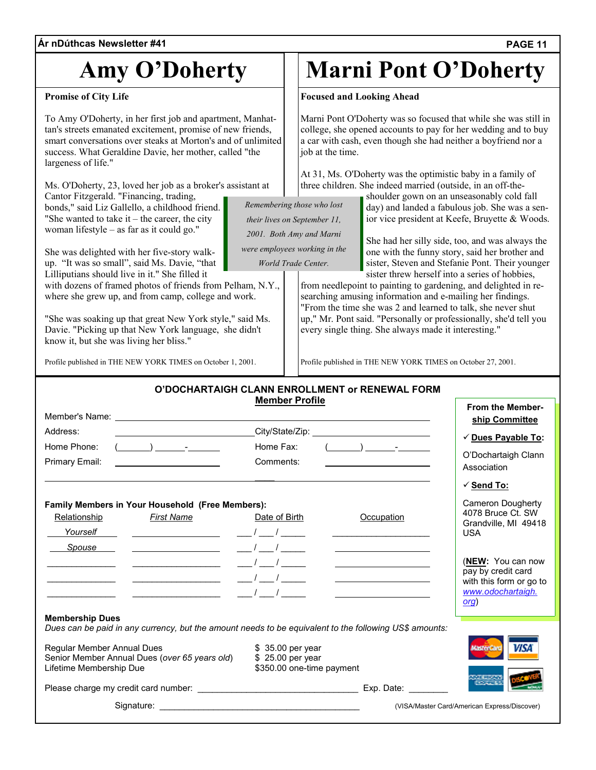# Amy O'Doherty

**Promise of City Life**

To Amy O'Doherty, in her first job and apartment, Manhattan's streets emanated excitement, promise of new friends, smart conversations over steaks at Morton's and of unlimited success. What Geraldine Davie, her mother, called "the largeness of life."

Ms. O'Doherty, 23, loved her job as a broker's assistant at Cantor Fitzgerald. "Financing, trading, bonds," said Liz Gallello, a childhood friend. "She wanted to take it – the career, the city woman lifestyle – as far as it could go."

She was delighted with her five-story walk-up. "It was so small", said Ms. Davie, "that Lilliputians should live in it." She filled it with dozens of framed photos of friends from Pelham, N.Y., where she grew up, and from camp, college and work.

"She was soaking up that great New York style," said Ms. Davie. "Picking up that New York language, she didn't know it, but she was living her bliss."

Profile published in THE NEW YORK TIMES on October 1, 2001.

*Remembering those who lost their lives on September 11, 2001. Both Amy and Marni were employees working in the World Trade Center.*

# Marni Pont O'Doherty

**Focused and Looking Ahead**

Marni Pont O'Doherty was so focused that while she was still in college, she opened accounts to pay for her wedding and to buy a car with cash, even though she had neither a boyfriend nor a job at the time.

At 31, Ms. O'Doherty was the optimistic baby in a family of three children. She indeed married (outside, in an off-the-shoulder gown on an unseasonably cold fall day) and landed a fabulous job. She was a senior vice president at Keefe, Bruyette & Woods.

She had her silly side, too, and was always the one with the funny story, said her brother and sister, Steven and Stefanie Pont. Their younger sister threw herself into a series of hobbies, from needlepoint to painting to gardening, and delighted in researching amusing information and e-mailing her findings. "From the time she was 2 and learned to talk, she never shut up," Mr. Pont said. "Personally or professionally, she'd tell you every single thing. She always made it interesting."

Profile published in THE NEW YORK TIMES on October 27, 2001.

## O'DOCHARTAIGH CLANN ENROLLMENT or RENEWAL FORM

**Member Profile**

Member's Name: ______________________________

Address: ______________________ City/State/Zip: ______________________

Home Phone: (_____) _____-_____ Home Fax: (_____) _____-_____

Primary Email: ______________________ Comments: ______________________

**Family Members in Your Household (Free Members):**

| Relationship | First Name | Date of Birth | Occupation |
|---|---|---|---|
| *Yourself* | ________ | ___ / ___ / _____ | ________ |
| *Spouse* | ________ | ___ / ___ / _____ | ________ |
| ________ | ________ | ___ / ___ / _____ | ________ |
| ________ | ________ | ___ / ___ / _____ | ________ |
| ________ | ________ | ___ / ___ / _____ | ________ |

**Membership Dues**

*Dues can be paid in any currency, but the amount needs to be equivalent to the following US$ amounts:*

| | |
|---|---|
| Regular Member Annual Dues | $ 35.00 per year |
| Senior Member Annual Dues (*over 65 years old*) | $ 25.00 per year |
| Lifetime Membership Due | $350.00 one-time payment |

Please charge my credit card number: ______________________ Exp. Date: ________

Signature: ______________________________ (VISA/Master Card/American Express/Discover)

**From the Membership Committee**

✓ **Dues Payable To:**

O'Dochartaigh Clann Association

✓ **Send To:**

Cameron Dougherty
4078 Bruce Ct. SW
Grandville, MI 49418
USA

(**NEW:** You can now pay by credit card with this form or go to www.odochartaigh.org)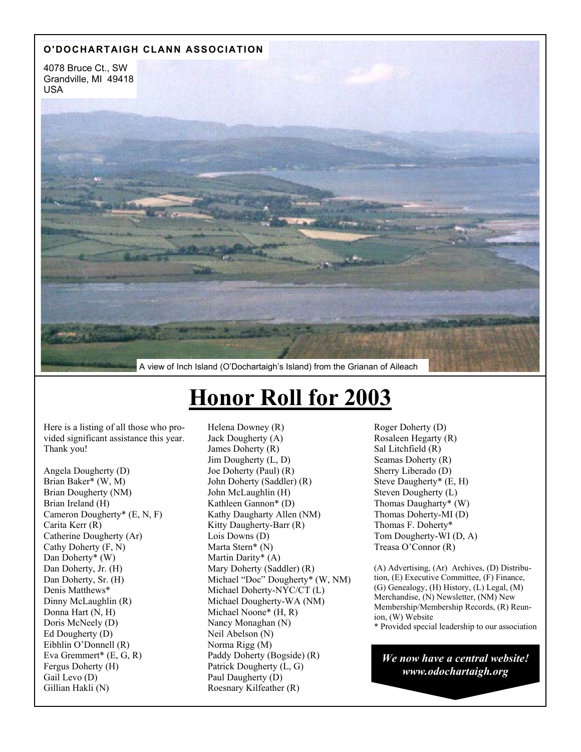**O'DOCHARTAIGH CLANN ASSOCIATION**

4078 Bruce Ct., SW
Grandville, MI 49418
USA

A view of Inch Island (O'Dochartaigh's Island) from the Grianan of Aileach

# Honor Roll for 2003

Here is a listing of all those who provided significant assistance this year. Thank you!

Angela Dougherty (D)
Brian Baker* (W, M)
Brian Dougherty (NM)
Brian Ireland (H)
Cameron Dougherty* (E, N, F)
Carita Kerr (R)
Catherine Dougherty (Ar)
Cathy Doherty (F, N)
Dan Doherty* (W)
Dan Doherty, Jr. (H)
Dan Doherty, Sr. (H)
Denis Matthews*
Dinny McLaughlin (R)
Donna Hart (N, H)
Doris McNeely (D)
Ed Dougherty (D)
Eibhlin O'Donnell (R)
Eva Gremmert* (E, G, R)
Fergus Doherty (H)
Gail Levo (D)
Gillian Hakli (N)
Helena Downey (R)
Jack Dougherty (A)
James Doherty (R)
Jim Dougherty (L, D)
Joe Doherty (Paul) (R)
John Doherty (Saddler) (R)
John McLaughlin (H)
Kathleen Gannon* (D)
Kathy Daugharty Allen (NM)
Kitty Daugherty-Barr (R)
Lois Downs (D)
Marta Stern* (N)
Martin Darity* (A)
Mary Doherty (Saddler) (R)
Michael "Doc" Dougherty* (W, NM)
Michael Doherty-NYC/CT (L)
Michael Dougherty-WA (NM)
Michael Noone* (H, R)
Nancy Monaghan (N)
Neil Abelson (N)
Norma Rigg (M)
Paddy Doherty (Bogside) (R)
Patrick Dougherty (L, G)
Paul Daugherty (D)
Roesnary Kilfeather (R)
Roger Doherty (D)
Rosaleen Hegarty (R)
Sal Litchfield (R)
Seamas Doherty (R)
Sherry Liberado (D)
Steve Daugherty* (E, H)
Steven Dougherty (L)
Thomas Daugharty* (W)
Thomas Doherty-MI (D)
Thomas F. Doherty*
Tom Dougherty-WI (D, A)
Treasa O'Connor (R)

(A) Advertising, (Ar) Archives, (D) Distribution, (E) Executive Committee, (F) Finance, (G) Genealogy, (H) History, (L) Legal, (M) Merchandise, (N) Newsletter, (NM) New Membership/Membership Records, (R) Reunion, (W) Website
* Provided special leadership to our association

***We now have a central website!***
***www.odochartaigh.org***